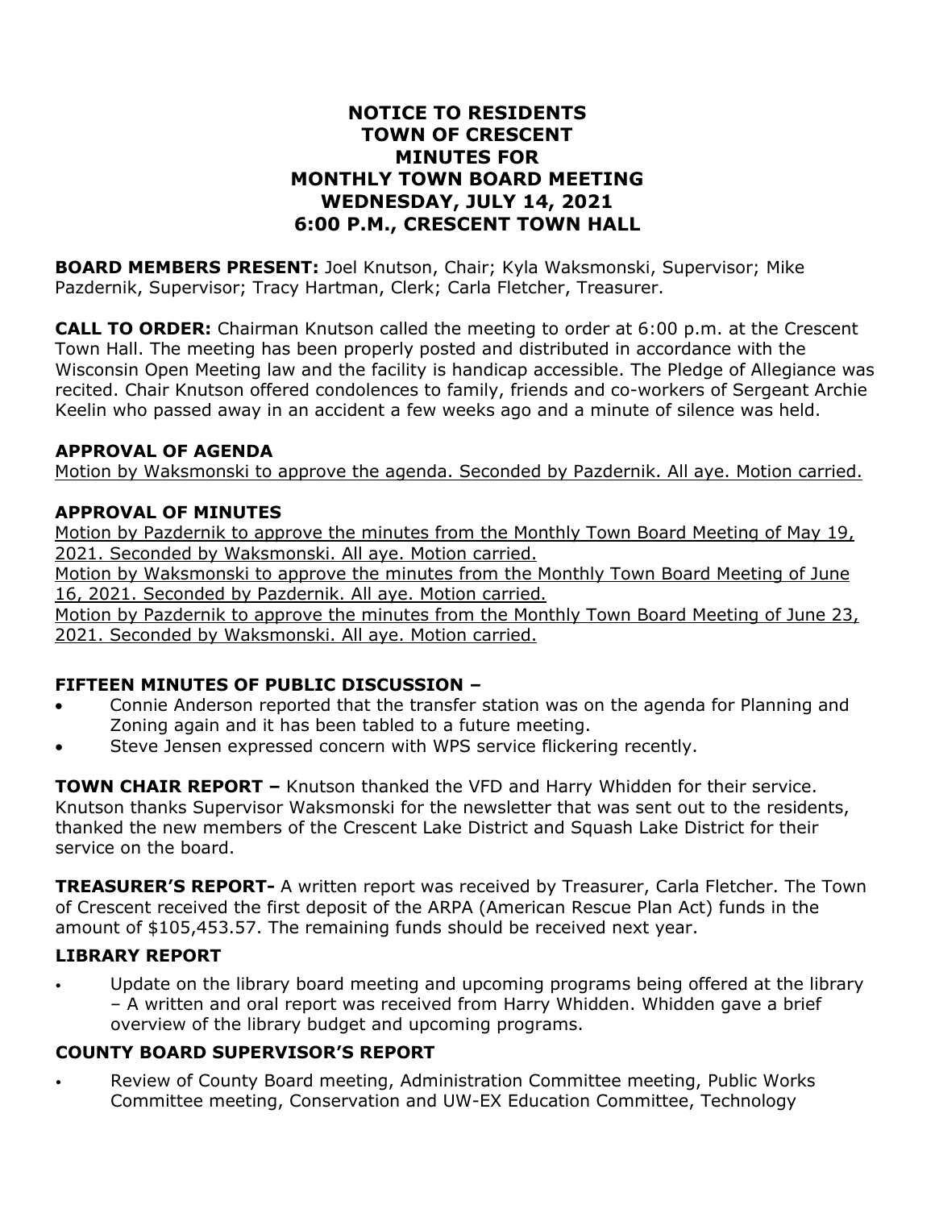# NOTICE TO RESIDENTS
# TOWN OF CRESCENT
# MINUTES FOR
# MONTHLY TOWN BOARD MEETING
# WEDNESDAY, JULY 14, 2021
# 6:00 P.M., CRESCENT TOWN HALL

**BOARD MEMBERS PRESENT:** Joel Knutson, Chair; Kyla Waksmonski, Supervisor; Mike Pazdernik, Supervisor; Tracy Hartman, Clerk; Carla Fletcher, Treasurer.

**CALL TO ORDER:** Chairman Knutson called the meeting to order at 6:00 p.m. at the Crescent Town Hall. The meeting has been properly posted and distributed in accordance with the Wisconsin Open Meeting law and the facility is handicap accessible. The Pledge of Allegiance was recited. Chair Knutson offered condolences to family, friends and co-workers of Sergeant Archie Keelin who passed away in an accident a few weeks ago and a minute of silence was held.

**APPROVAL OF AGENDA**

Motion by Waksmonski to approve the agenda. Seconded by Pazdernik. All aye. Motion carried.

**APPROVAL OF MINUTES**

Motion by Pazdernik to approve the minutes from the Monthly Town Board Meeting of May 19, 2021. Seconded by Waksmonski. All aye. Motion carried.

Motion by Waksmonski to approve the minutes from the Monthly Town Board Meeting of June 16, 2021. Seconded by Pazdernik. All aye. Motion carried.

Motion by Pazdernik to approve the minutes from the Monthly Town Board Meeting of June 23, 2021. Seconded by Waksmonski. All aye. Motion carried.

**FIFTEEN MINUTES OF PUBLIC DISCUSSION –**

- Connie Anderson reported that the transfer station was on the agenda for Planning and Zoning again and it has been tabled to a future meeting.
- Steve Jensen expressed concern with WPS service flickering recently.

**TOWN CHAIR REPORT –** Knutson thanked the VFD and Harry Whidden for their service. Knutson thanks Supervisor Waksmonski for the newsletter that was sent out to the residents, thanked the new members of the Crescent Lake District and Squash Lake District for their service on the board.

**TREASURER'S REPORT-** A written report was received by Treasurer, Carla Fletcher. The Town of Crescent received the first deposit of the ARPA (American Rescue Plan Act) funds in the amount of $105,453.57. The remaining funds should be received next year.

**LIBRARY REPORT**

- Update on the library board meeting and upcoming programs being offered at the library – A written and oral report was received from Harry Whidden. Whidden gave a brief overview of the library budget and upcoming programs.

**COUNTY BOARD SUPERVISOR'S REPORT**

- Review of County Board meeting, Administration Committee meeting, Public Works Committee meeting, Conservation and UW-EX Education Committee, Technology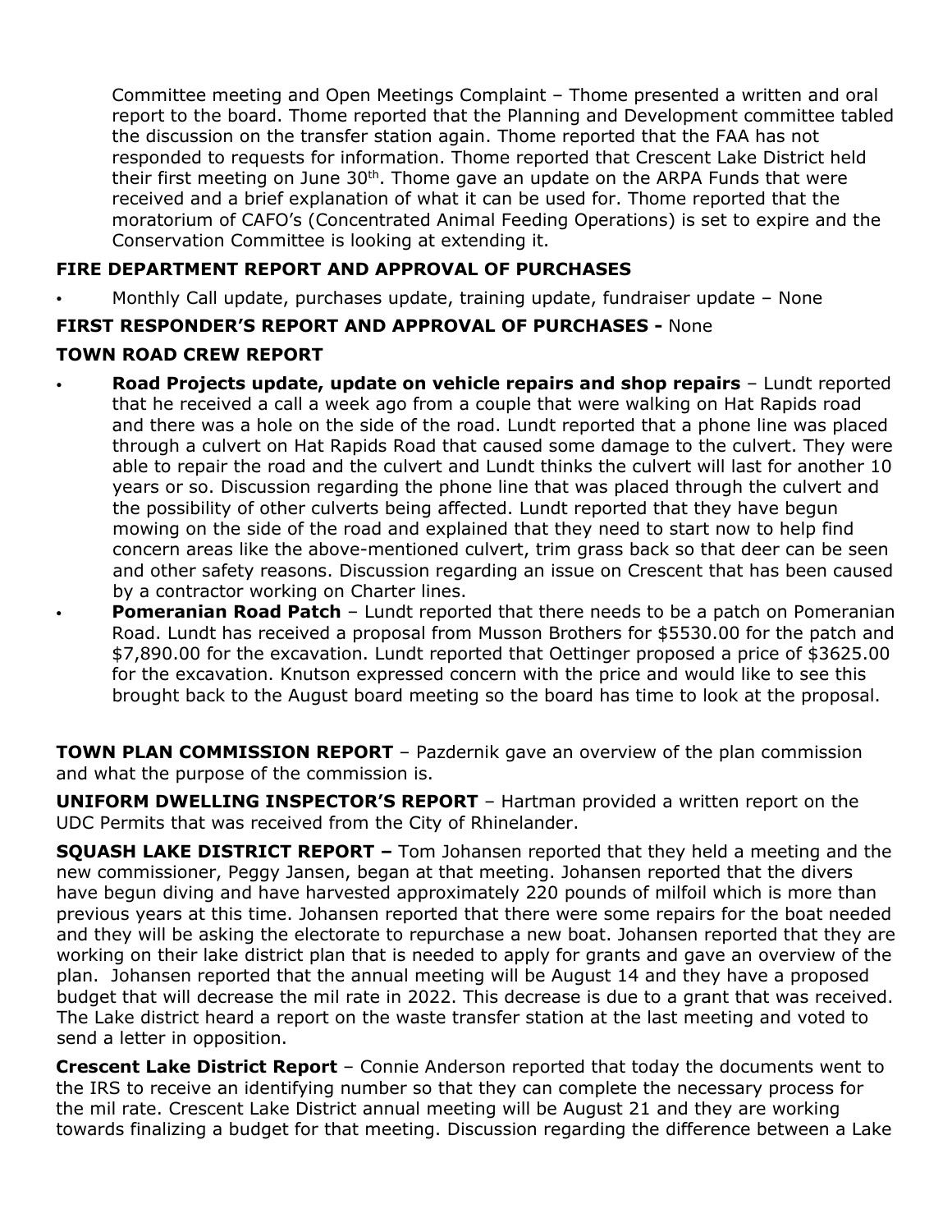Committee meeting and Open Meetings Complaint – Thome presented a written and oral report to the board. Thome reported that the Planning and Development committee tabled the discussion on the transfer station again. Thome reported that the FAA has not responded to requests for information. Thome reported that Crescent Lake District held their first meeting on June 30th. Thome gave an update on the ARPA Funds that were received and a brief explanation of what it can be used for. Thome reported that the moratorium of CAFO's (Concentrated Animal Feeding Operations) is set to expire and the Conservation Committee is looking at extending it.

**FIRE DEPARTMENT REPORT AND APPROVAL OF PURCHASES**

- Monthly Call update, purchases update, training update, fundraiser update – None

**FIRST RESPONDER'S REPORT AND APPROVAL OF PURCHASES -** None

**TOWN ROAD CREW REPORT**

- **Road Projects update, update on vehicle repairs and shop repairs** – Lundt reported that he received a call a week ago from a couple that were walking on Hat Rapids road and there was a hole on the side of the road. Lundt reported that a phone line was placed through a culvert on Hat Rapids Road that caused some damage to the culvert. They were able to repair the road and the culvert and Lundt thinks the culvert will last for another 10 years or so. Discussion regarding the phone line that was placed through the culvert and the possibility of other culverts being affected. Lundt reported that they have begun mowing on the side of the road and explained that they need to start now to help find concern areas like the above-mentioned culvert, trim grass back so that deer can be seen and other safety reasons. Discussion regarding an issue on Crescent that has been caused by a contractor working on Charter lines.
- **Pomeranian Road Patch** – Lundt reported that there needs to be a patch on Pomeranian Road. Lundt has received a proposal from Musson Brothers for $5530.00 for the patch and $7,890.00 for the excavation. Lundt reported that Oettinger proposed a price of $3625.00 for the excavation. Knutson expressed concern with the price and would like to see this brought back to the August board meeting so the board has time to look at the proposal.

**TOWN PLAN COMMISSION REPORT** – Pazdernik gave an overview of the plan commission and what the purpose of the commission is.

**UNIFORM DWELLING INSPECTOR'S REPORT** – Hartman provided a written report on the UDC Permits that was received from the City of Rhinelander.

**SQUASH LAKE DISTRICT REPORT –** Tom Johansen reported that they held a meeting and the new commissioner, Peggy Jansen, began at that meeting. Johansen reported that the divers have begun diving and have harvested approximately 220 pounds of milfoil which is more than previous years at this time. Johansen reported that there were some repairs for the boat needed and they will be asking the electorate to repurchase a new boat. Johansen reported that they are working on their lake district plan that is needed to apply for grants and gave an overview of the plan. Johansen reported that the annual meeting will be August 14 and they have a proposed budget that will decrease the mil rate in 2022. This decrease is due to a grant that was received. The Lake district heard a report on the waste transfer station at the last meeting and voted to send a letter in opposition.

**Crescent Lake District Report** – Connie Anderson reported that today the documents went to the IRS to receive an identifying number so that they can complete the necessary process for the mil rate. Crescent Lake District annual meeting will be August 21 and they are working towards finalizing a budget for that meeting. Discussion regarding the difference between a Lake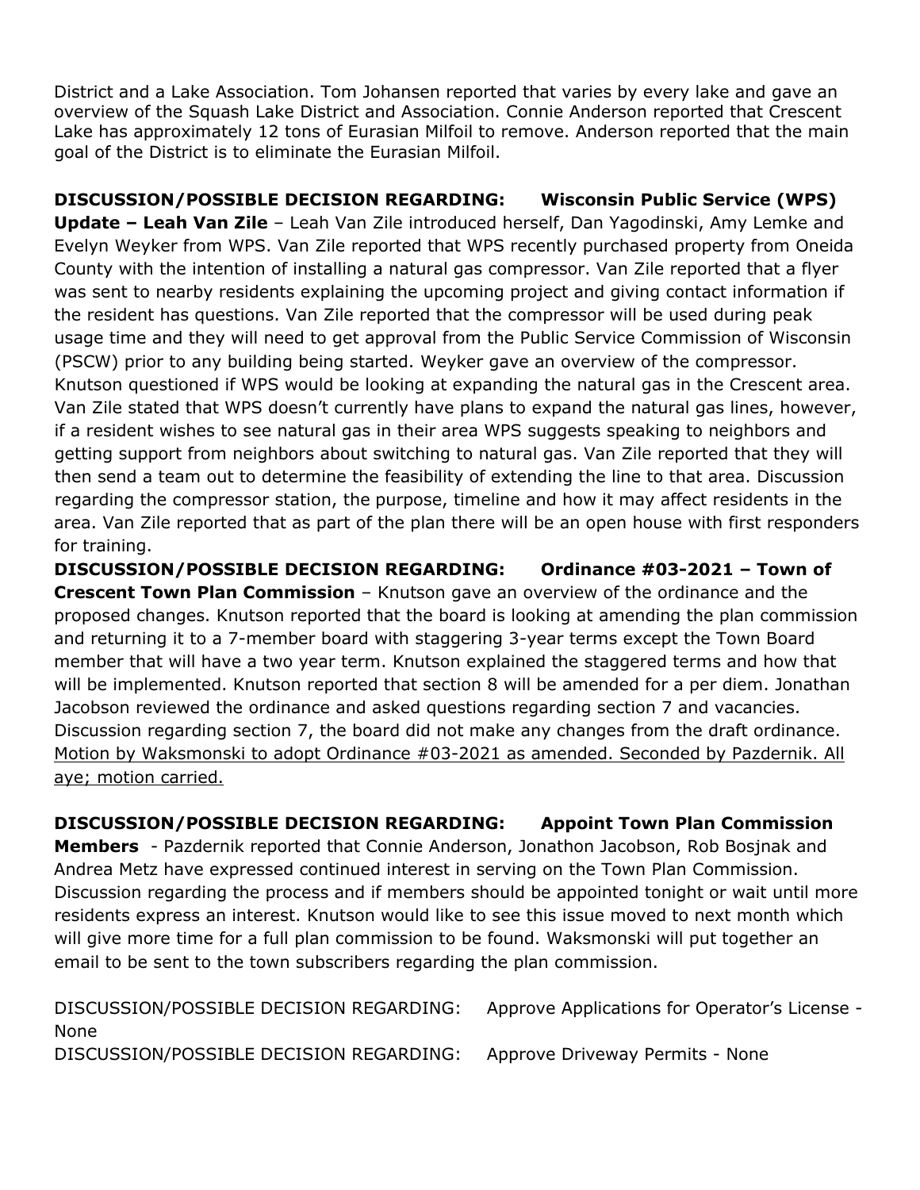District and a Lake Association. Tom Johansen reported that varies by every lake and gave an overview of the Squash Lake District and Association. Connie Anderson reported that Crescent Lake has approximately 12 tons of Eurasian Milfoil to remove. Anderson reported that the main goal of the District is to eliminate the Eurasian Milfoil.

**DISCUSSION/POSSIBLE DECISION REGARDING: Wisconsin Public Service (WPS) Update – Leah Van Zile** – Leah Van Zile introduced herself, Dan Yagodinski, Amy Lemke and Evelyn Weyker from WPS. Van Zile reported that WPS recently purchased property from Oneida County with the intention of installing a natural gas compressor. Van Zile reported that a flyer was sent to nearby residents explaining the upcoming project and giving contact information if the resident has questions. Van Zile reported that the compressor will be used during peak usage time and they will need to get approval from the Public Service Commission of Wisconsin (PSCW) prior to any building being started. Weyker gave an overview of the compressor. Knutson questioned if WPS would be looking at expanding the natural gas in the Crescent area. Van Zile stated that WPS doesn't currently have plans to expand the natural gas lines, however, if a resident wishes to see natural gas in their area WPS suggests speaking to neighbors and getting support from neighbors about switching to natural gas. Van Zile reported that they will then send a team out to determine the feasibility of extending the line to that area. Discussion regarding the compressor station, the purpose, timeline and how it may affect residents in the area. Van Zile reported that as part of the plan there will be an open house with first responders for training.

**DISCUSSION/POSSIBLE DECISION REGARDING: Ordinance #03-2021 – Town of Crescent Town Plan Commission** – Knutson gave an overview of the ordinance and the proposed changes. Knutson reported that the board is looking at amending the plan commission and returning it to a 7-member board with staggering 3-year terms except the Town Board member that will have a two year term. Knutson explained the staggered terms and how that will be implemented. Knutson reported that section 8 will be amended for a per diem. Jonathan Jacobson reviewed the ordinance and asked questions regarding section 7 and vacancies. Discussion regarding section 7, the board did not make any changes from the draft ordinance. <u>Motion by Waksmonski to adopt Ordinance #03-2021 as amended. Seconded by Pazdernik. All aye; motion carried.</u>

**DISCUSSION/POSSIBLE DECISION REGARDING: Appoint Town Plan Commission Members** - Pazdernik reported that Connie Anderson, Jonathon Jacobson, Rob Bosjnak and Andrea Metz have expressed continued interest in serving on the Town Plan Commission. Discussion regarding the process and if members should be appointed tonight or wait until more residents express an interest. Knutson would like to see this issue moved to next month which will give more time for a full plan commission to be found. Waksmonski will put together an email to be sent to the town subscribers regarding the plan commission.

DISCUSSION/POSSIBLE DECISION REGARDING: Approve Applications for Operator's License - None

DISCUSSION/POSSIBLE DECISION REGARDING: Approve Driveway Permits - None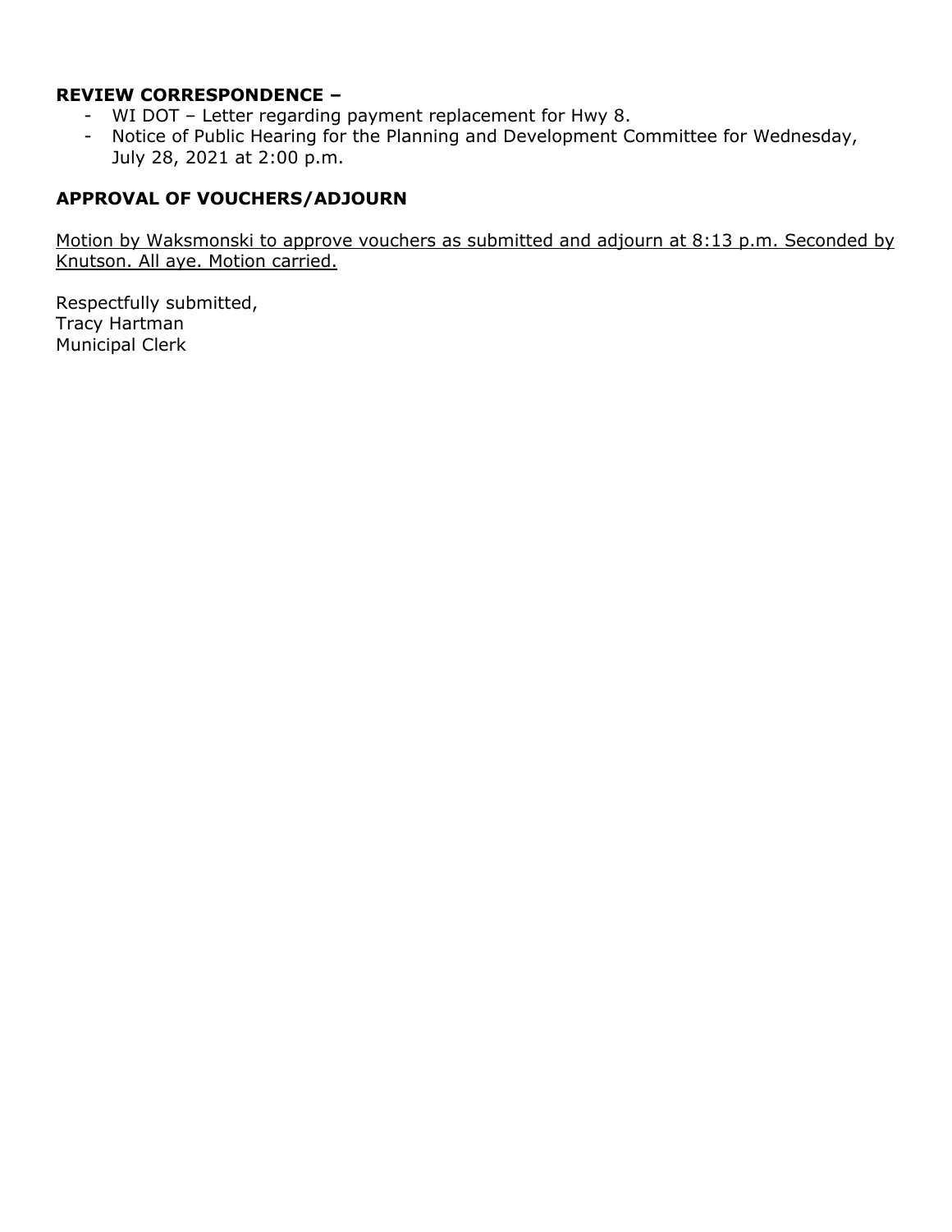**REVIEW CORRESPONDENCE –**

- WI DOT – Letter regarding payment replacement for Hwy 8.
- Notice of Public Hearing for the Planning and Development Committee for Wednesday, July 28, 2021 at 2:00 p.m.

**APPROVAL OF VOUCHERS/ADJOURN**

<u>Motion by Waksmonski to approve vouchers as submitted and adjourn at 8:13 p.m. Seconded by Knutson. All aye. Motion carried.</u>

Respectfully submitted,
Tracy Hartman
Municipal Clerk